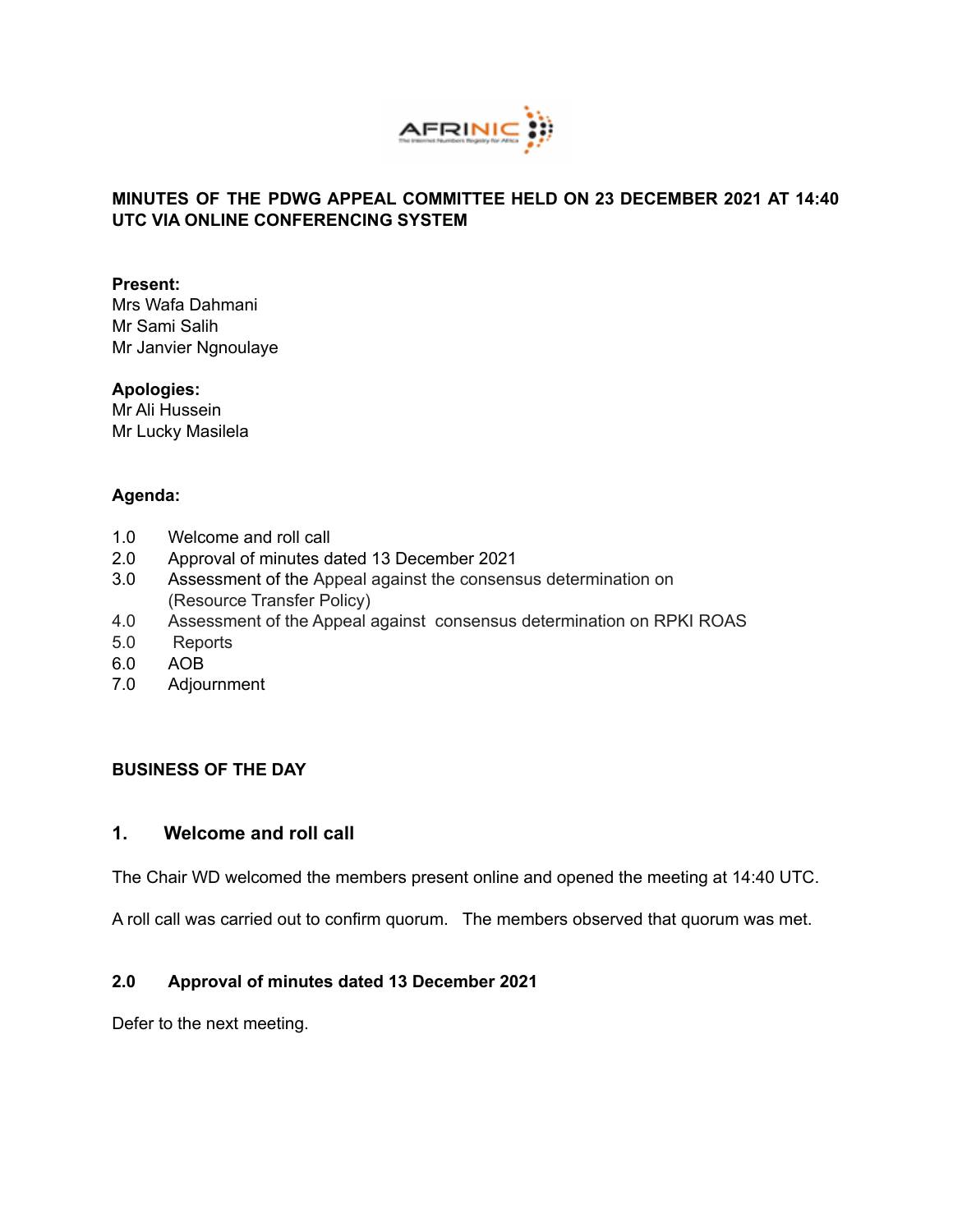**MINUTES OF THE PDWG APPEAL COMMITTEE HELD ON 23 DECEMBER 2021 AT 14:40 UTC VIA ONLINE CONFERENCING SYSTEM**

**Present:**
Mrs Wafa Dahmani
Mr Sami Salih
Mr Janvier Ngnoulaye

**Apologies:**
Mr Ali Hussein
Mr Lucky Masilela

**Agenda:**

1.0 Welcome and roll call
2.0 Approval of minutes dated 13 December 2021
3.0 Assessment of the Appeal against the consensus determination on (Resource Transfer Policy)
4.0 Assessment of the Appeal against consensus determination on RPKI ROAS
5.0 Reports
6.0 AOB
7.0 Adjournment

**BUSINESS OF THE DAY**

## 1. Welcome and roll call

The Chair WD welcomed the members present online and opened the meeting at 14:40 UTC.

A roll call was carried out to confirm quorum. The members observed that quorum was met.

### 2.0 Approval of minutes dated 13 December 2021

Defer to the next meeting.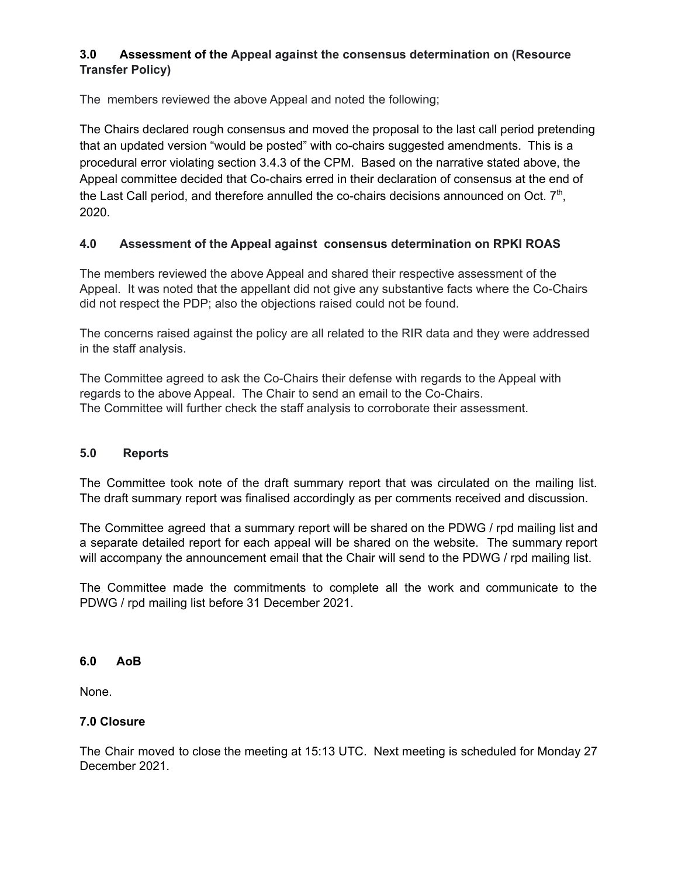### 3.0 Assessment of the Appeal against the consensus determination on (Resource Transfer Policy)

The members reviewed the above Appeal and noted the following;

The Chairs declared rough consensus and moved the proposal to the last call period pretending that an updated version “would be posted” with co-chairs suggested amendments. This is a procedural error violating section 3.4.3 of the CPM. Based on the narrative stated above, the Appeal committee decided that Co-chairs erred in their declaration of consensus at the end of the Last Call period, and therefore annulled the co-chairs decisions announced on Oct. 7th, 2020.

### 4.0 Assessment of the Appeal against consensus determination on RPKI ROAS

The members reviewed the above Appeal and shared their respective assessment of the Appeal. It was noted that the appellant did not give any substantive facts where the Co-Chairs did not respect the PDP; also the objections raised could not be found.

The concerns raised against the policy are all related to the RIR data and they were addressed in the staff analysis.

The Committee agreed to ask the Co-Chairs their defense with regards to the Appeal with regards to the above Appeal. The Chair to send an email to the Co-Chairs.
The Committee will further check the staff analysis to corroborate their assessment.

### 5.0 Reports

The Committee took note of the draft summary report that was circulated on the mailing list. The draft summary report was finalised accordingly as per comments received and discussion.

The Committee agreed that a summary report will be shared on the PDWG / rpd mailing list and a separate detailed report for each appeal will be shared on the website. The summary report will accompany the announcement email that the Chair will send to the PDWG / rpd mailing list.

The Committee made the commitments to complete all the work and communicate to the PDWG / rpd mailing list before 31 December 2021.

### 6.0 AoB

None.

### 7.0 Closure

The Chair moved to close the meeting at 15:13 UTC. Next meeting is scheduled for Monday 27 December 2021.